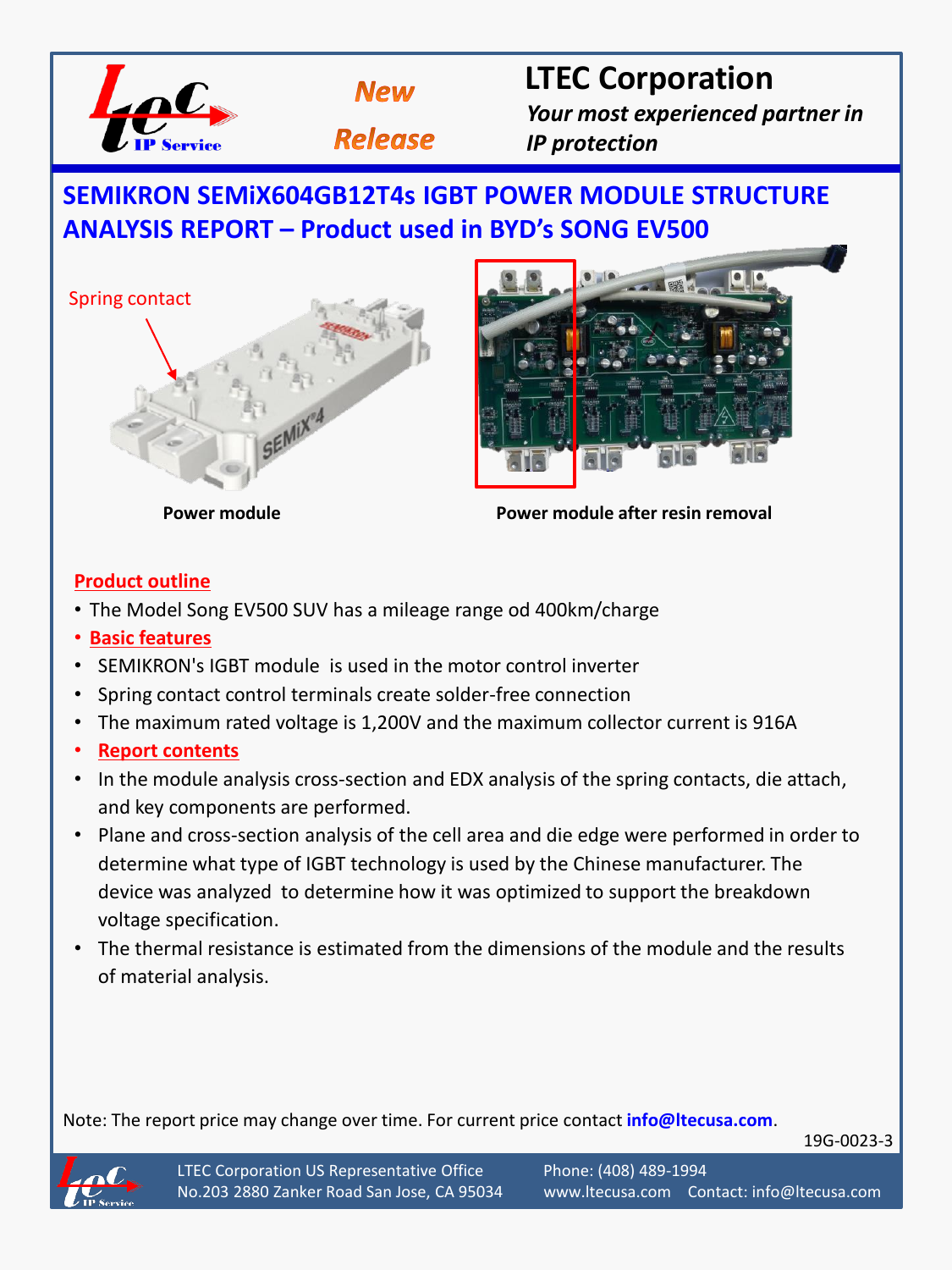New Release

# LTEC Corporation

*Your most experienced partner in IP protection*

## SEMIKRON SEMiX604GB12T4s IGBT POWER MODULE STRUCTURE ANALYSIS REPORT – Product used in BYD's SONG EV500

Spring contact

**Power module**

**Power module after resin removal**

**Product outline**

- The Model Song EV500 SUV has a mileage range od 400km/charge
- **Basic features**
- SEMIKRON's IGBT module is used in the motor control inverter
- Spring contact control terminals create solder-free connection
- The maximum rated voltage is 1,200V and the maximum collector current is 916A
- **Report contents**
- In the module analysis cross-section and EDX analysis of the spring contacts, die attach, and key components are performed.
- Plane and cross-section analysis of the cell area and die edge were performed in order to determine what type of IGBT technology is used by the Chinese manufacturer. The device was analyzed to determine how it was optimized to support the breakdown voltage specification.
- The thermal resistance is estimated from the dimensions of the module and the results of material analysis.

Note: The report price may change over time. For current price contact **info@ltecusa.com**.

19G-0023-3

LTEC Corporation US Representative Office
No.203 2880 Zanker Road San Jose, CA 95034
Phone: (408) 489-1994
www.ltecusa.com Contact: info@ltecusa.com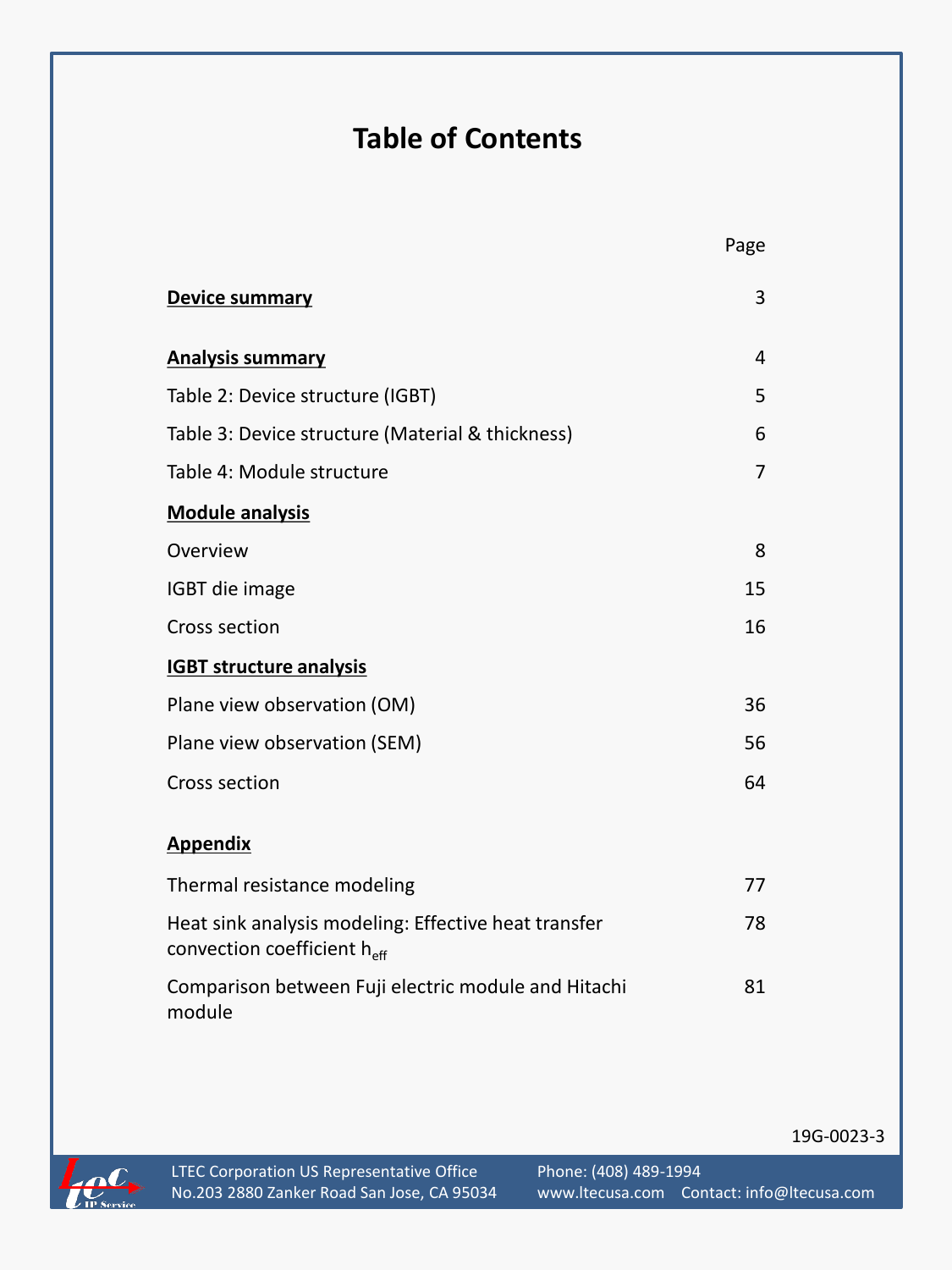# Table of Contents

| | Page |
|---|---|
| **Device summary** | 3 |
| **Analysis summary** | 4 |
| Table 2: Device structure (IGBT) | 5 |
| Table 3: Device structure (Material & thickness) | 6 |
| Table 4: Module structure | 7 |
| **Module analysis** | |
| Overview | 8 |
| IGBT die image | 15 |
| Cross section | 16 |
| **IGBT structure analysis** | |
| Plane view observation (OM) | 36 |
| Plane view observation (SEM) | 56 |
| Cross section | 64 |
| **Appendix** | |
| Thermal resistance modeling | 77 |
| Heat sink analysis modeling: Effective heat transfer convection coefficient $h_{eff}$ | 78 |
| Comparison between Fuji electric module and Hitachi module | 81 |

19G-0023-3

LTEC Corporation US Representative Office
No.203 2880 Zanker Road San Jose, CA 95034
Phone: (408) 489-1994
www.ltecusa.com Contact: info@ltecusa.com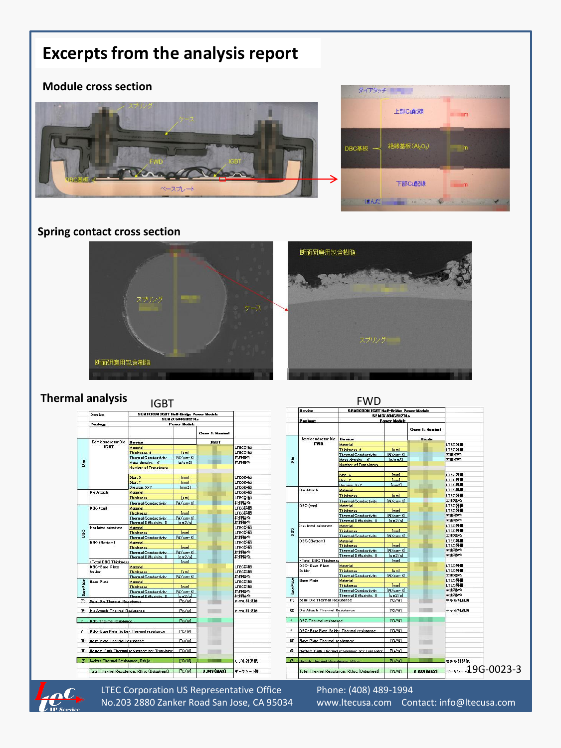# Excerpts from the analysis report

## Module cross section

スプリング

ケース

FWD

IGBT

DBC基板

ベースプレート

ダイアタッチ

上部Cu配線

DBC基板

絶縁基板（$Al_2O_3$）

下部Cu配線

はんだ

## Spring contact cross section

スプリング

ケース

断面研磨用包含樹脂

断面研磨用包含樹脂

スプリング

## Thermal analysis

### IGBT

| | | | | |
|---|---|---|---|---|
| Device | SEMIKRON IGBT Half-Bridge Power Module SEMiX 604GB12T4s | | | |
| Package | Power Module | | | |
| | | | Case 1: Nominal | |
| Semiconductor Die IGBT | Device | | IGBT | |
| | Material | | | LTEC評価 |
| | Thickness, d | [um] | | LTEC評価 |
| | Thermal Conductivity | [W/cm·K] | | 材料特性 |
| | Mass density, δ | [g/cm3] | | 材料特性 |
| | Number of Transistors | | | |
| | Size, X | [mm] | | LTEC評価 |
| | Size, Y | [mm] | | LTEC評価 |
| | Die size, X·Y | [mm2] | | LTEC評価 |
| Die Attach | Material | | | LTEC評価 |
| | Thickness | [um] | | LTEC評価 |
| | Thermal Conductivity | [W/cm·K] | | 材料特性 |
| DBC (top) | Material | | | LTEC評価 |
| | Thickness | [mm] | | LTEC評価 |
| | Thermal Conductivity | [W/cm·K] | | 材料特性 |
| | Thermal Diffusivity, D | [cm2/s] | | 材料特性 |
| Insulated substrate | Material | | | LTEC評価 |
| | Thickness | [mm] | | LTEC評価 |
| | Thermal Conductivity | [W/cm·K] | | 材料特性 |
| DBC (Bottom) | Material | | | LTEC評価 |
| | Thickness | [mm] | | LTEC評価 |
| | Thermal Conductivity | [W/cm·K] | | 材料特性 |
| | Thermal Diffusivity, D | [cm2/s] | | 材料特性 |
| Total DBC Thickness | | [mm] | | |
| DBC-Base Plate Solder | Material | | | LTEC評価 |
| | Thickness | [um] | | LTEC評価 |
| | Thermal Conductivity | [W/cm·K] | | 材料特性 |
| Base Plate | Material | | | LTEC評価 |
| | Thickness | [mm] | | LTEC評価 |
| | Thermal Conductivity | [W/cm·K] | | 材料特性 |
| | Thermal Diffusivity, D | [cm2/s] | | 材料特性 |
| ① | Semi Die Thermal Resistance | [°C/W] | | モデル計算値 |
| ② | Die Attach Thermal Resistance | [°C/W] | | モデル計算値 |
| ? | DBC Thermal resistance | [°C/W] | | |
| ? | DBC-Base Plate Solder Thermal resistance | [°C/W] | | |
| ③ | Base Plate Thermal resistance | [°C/W] | | |
| ⑥ | Bottom Path Thermal resistance per Transistor | [°C/W] | | |
| ⑦ | Switch Thermal Resistance, Rthjc | [°C/W] | | モデル計算値 |
| | Total Thermal Resistance, Rthjc (Datasheet) | [°C/W] | 0.049 (MAX) | データシート値 |

### FWD

| | | | | |
|---|---|---|---|---|
| Device | SEMIKRON IGBT Half-Bridge Power Module SEMiX 604GB12T4s | | | |
| Package | Power Module | | | |
| | | | Case 1: Nominal | |
| Semiconductor Die FWD | Device | | Diode | |
| | Material | | | LTEC評価 |
| | Thickness, d | [um] | | LTEC評価 |
| | Thermal Conductivity | [W/cm·K] | | 材料特性 |
| | Mass density, δ | [g/cm3] | | 材料特性 |
| | Number of Transistors | | | |
| | Size, X | [mm] | | LTEC評価 |
| | Size, Y | [mm] | | LTEC評価 |
| | Die size, X·Y | [mm2] | | LTEC評価 |
| Die Attach | Material | | | LTEC評価 |
| | Thickness | [um] | | LTEC評価 |
| | Thermal Conductivity | [W/cm·K] | | 材料特性 |
| DBC (top) | Material | | | LTEC評価 |
| | Thickness | [mm] | | LTEC評価 |
| | Thermal Conductivity | [W/cm·K] | | 材料特性 |
| | Thermal Diffusivity, D | [cm2/s] | | 材料特性 |
| Insulated substrate | Material | | | LTEC評価 |
| | Thickness | [mm] | | LTEC評価 |
| | Thermal Conductivity | [W/cm·K] | | 材料特性 |
| DBC (Bottom) | Material | | | LTEC評価 |
| | Thickness | [mm] | | LTEC評価 |
| | Thermal Conductivity | [W/cm·K] | | 材料特性 |
| | Thermal Diffusivity, D | [cm2/s] | | 材料特性 |
| Total DBC Thickness | | [mm] | | |
| DBC-Base Plate Solder | Material | | | LTEC評価 |
| | Thickness | [um] | | LTEC評価 |
| | Thermal Conductivity | [W/cm·K] | | 材料特性 |
| Base Plate | Material | | | LTEC評価 |
| | Thickness | [mm] | | LTEC評価 |
| | Thermal Conductivity | [W/cm·K] | | 材料特性 |
| | Thermal Diffusivity, D | [cm2/s] | | 材料特性 |
| ① | Semi Die Thermal Resistance | [°C/W] | | モデル計算値 |
| ② | Die Attach Thermal Resistance | [°C/W] | | モデル計算値 |
| ? | DBC Thermal resistance | [°C/W] | | |
| ? | DBC-Base Plate Solder Thermal resistance | [°C/W] | | |
| ③ | Base Plate Thermal resistance | [°C/W] | | |
| ⑥ | Bottom Path Thermal resistance per Transistor | [°C/W] | | |
| ⑦ | Switch Thermal Resistance, Rthjc | [°C/W] | | モデル計算値 |
| | Total Thermal Resistance, Rthjc (Datasheet) | [°C/W] | 0.085 (MAX) | データシート値 |

19G-0023-3

LTEC Corporation US Representative Office
No.203 2880 Zanker Road San Jose, CA 95034

Phone: (408) 489-1994
www.ltecusa.com Contact: info@ltecusa.com